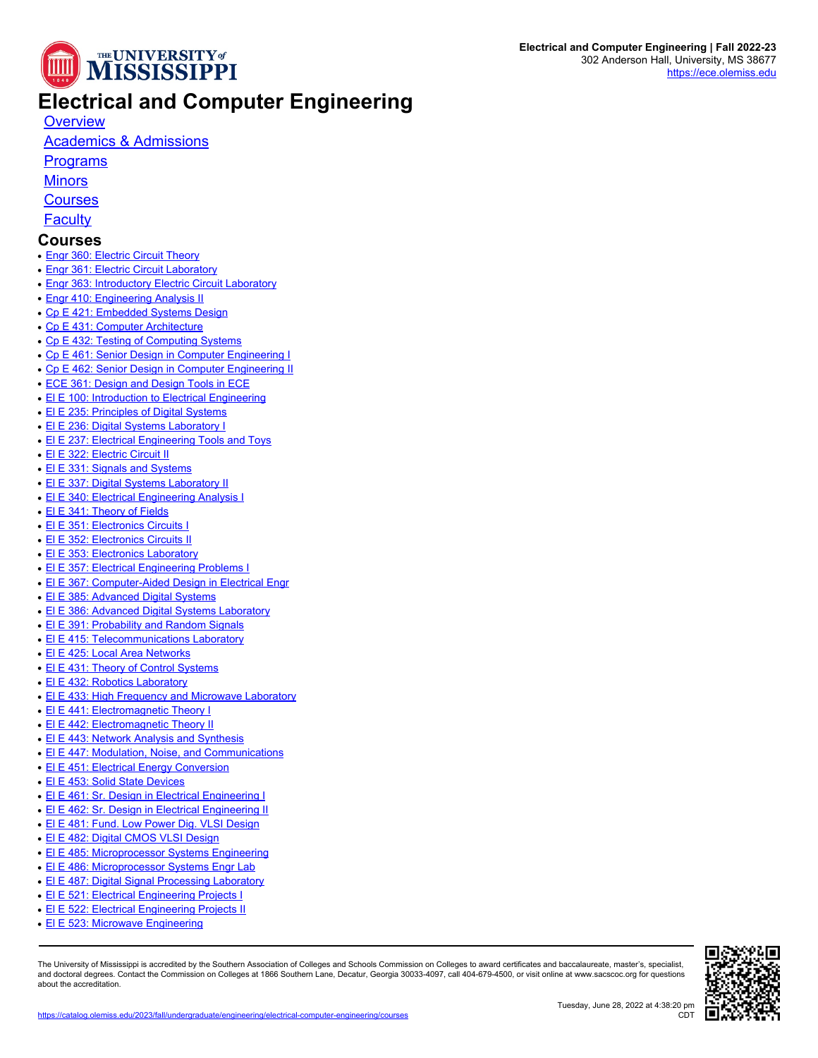# Electrical and Computer Engineering

- Overview
- Academics & Admissions
- Programs
- Minors
- Courses
- Faculty

## Courses

- Engr 360: Electric Circuit Theory
- Engr 361: Electric Circuit Laboratory
- Engr 363: Introductory Electric Circuit Laboratory
- Engr 410: Engineering Analysis II
- Cp E 421: Embedded Systems Design
- Cp E 431: Computer Architecture
- Cp E 432: Testing of Computing Systems
- Cp E 461: Senior Design in Computer Engineering I
- Cp E 462: Senior Design in Computer Engineering II
- ECE 361: Design and Design Tools in ECE
- El E 100: Introduction to Electrical Engineering
- El E 235: Principles of Digital Systems
- El E 236: Digital Systems Laboratory I
- El E 237: Electrical Engineering Tools and Toys
- El E 322: Electric Circuit II
- El E 331: Signals and Systems
- El E 337: Digital Systems Laboratory II
- El E 340: Electrical Engineering Analysis I
- El E 341: Theory of Fields
- El E 351: Electronics Circuits I
- El E 352: Electronics Circuits II
- El E 353: Electronics Laboratory
- El E 357: Electrical Engineering Problems I
- El E 367: Computer-Aided Design in Electrical Engr
- El E 385: Advanced Digital Systems
- El E 386: Advanced Digital Systems Laboratory
- El E 391: Probability and Random Signals
- El E 415: Telecommunications Laboratory
- El E 425: Local Area Networks
- El E 431: Theory of Control Systems
- El E 432: Robotics Laboratory
- El E 433: High Frequency and Microwave Laboratory
- El E 441: Electromagnetic Theory I
- El E 442: Electromagnetic Theory II
- El E 443: Network Analysis and Synthesis
- El E 447: Modulation, Noise, and Communications
- El E 451: Electrical Energy Conversion
- El E 453: Solid State Devices
- El E 461: Sr. Design in Electrical Engineering I
- El E 462: Sr. Design in Electrical Engineering II
- El E 481: Fund. Low Power Dig. VLSI Design
- El E 482: Digital CMOS VLSI Design
- El E 485: Microprocessor Systems Engineering
- El E 486: Microprocessor Systems Engr Lab
- El E 487: Digital Signal Processing Laboratory
- El E 521: Electrical Engineering Projects I
- El E 522: Electrical Engineering Projects II
- El E 523: Microwave Engineering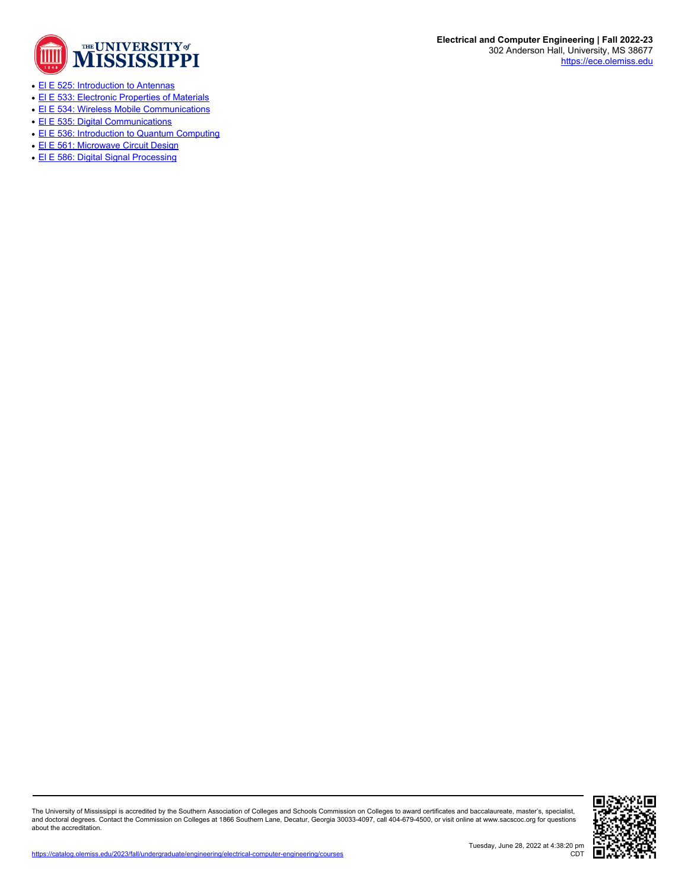- El E 525: Introduction to Antennas
- El E 533: Electronic Properties of Materials
- El E 534: Wireless Mobile Communications
- El E 535: Digital Communications
- El E 536: Introduction to Quantum Computing
- El E 561: Microwave Circuit Design
- El E 586: Digital Signal Processing